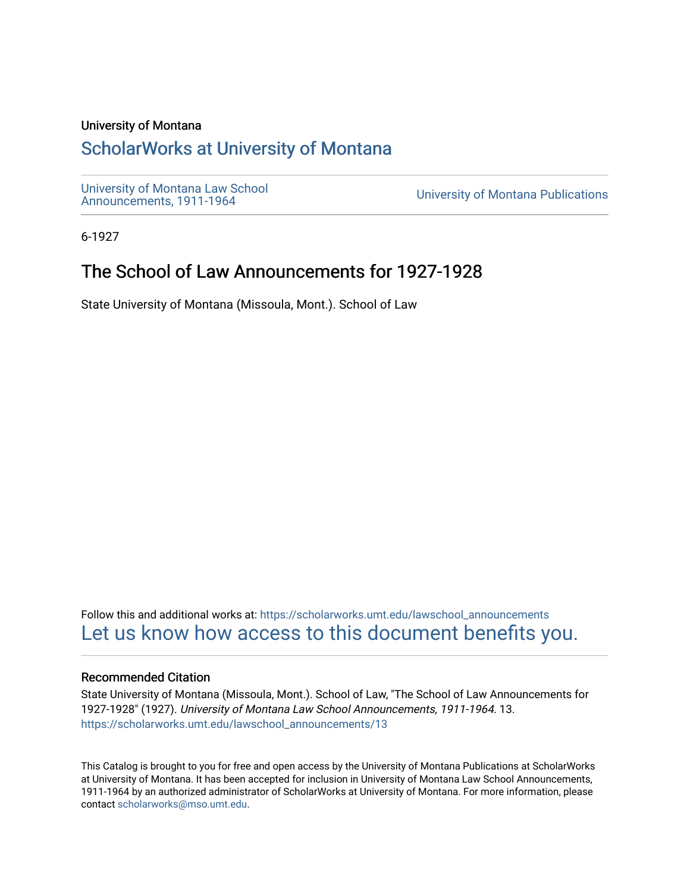University of Montana

# ScholarWorks at University of Montana

University of Montana Law School Announcements, 1911-1964

University of Montana Publications

6-1927

## The School of Law Announcements for 1927-1928

State University of Montana (Missoula, Mont.). School of Law

Follow this and additional works at: https://scholarworks.umt.edu/lawschool_announcements

Let us know how access to this document benefits you.

### Recommended Citation

State University of Montana (Missoula, Mont.). School of Law, "The School of Law Announcements for 1927-1928" (1927). *University of Montana Law School Announcements, 1911-1964*. 13.
https://scholarworks.umt.edu/lawschool_announcements/13

This Catalog is brought to you for free and open access by the University of Montana Publications at ScholarWorks at University of Montana. It has been accepted for inclusion in University of Montana Law School Announcements, 1911-1964 by an authorized administrator of ScholarWorks at University of Montana. For more information, please contact scholarworks@mso.umt.edu.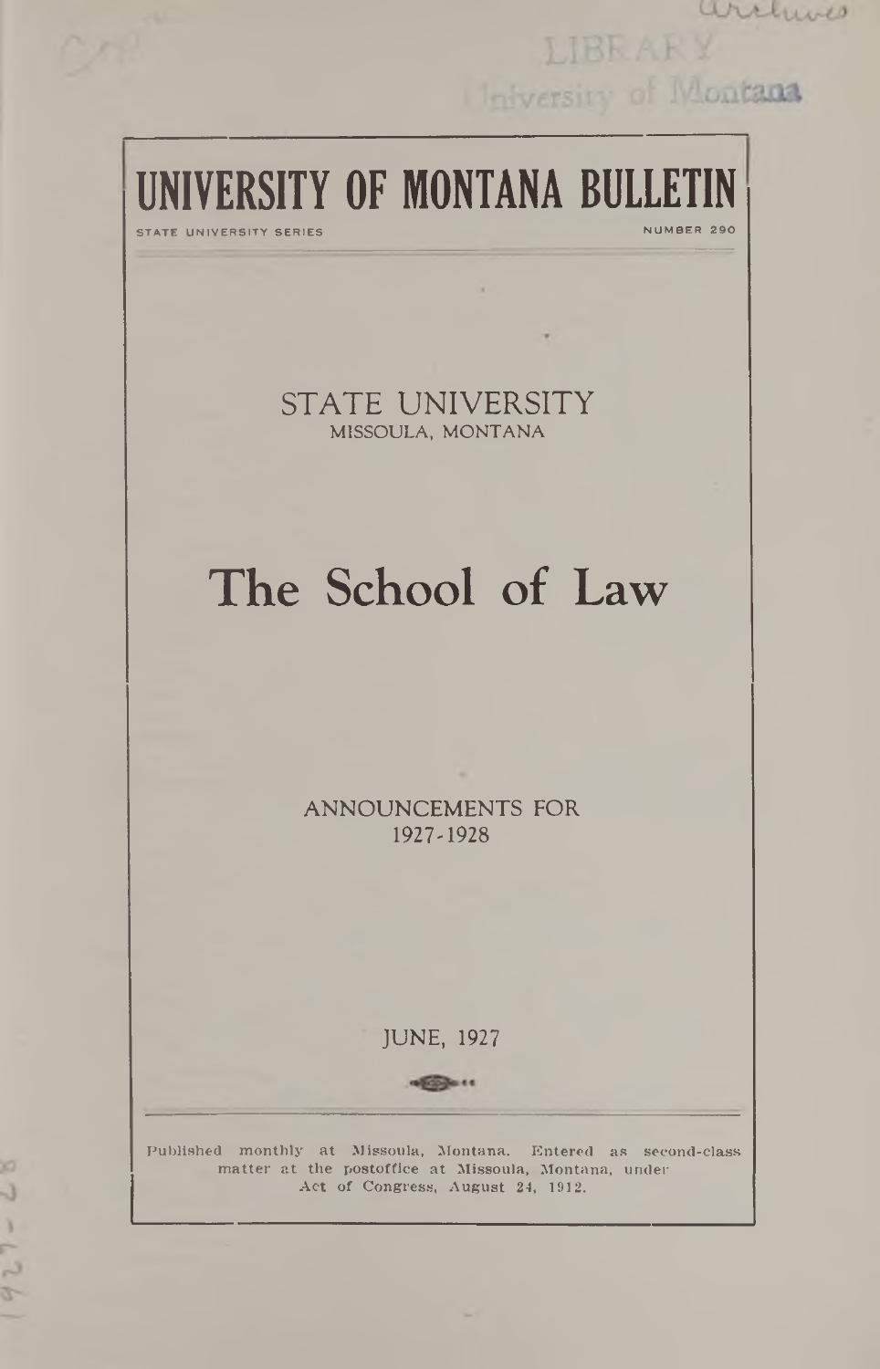Archives

LIBRARY
University of Montana

# UNIVERSITY OF MONTANA BULLETIN

STATE UNIVERSITY SERIES NUMBER 290

STATE UNIVERSITY
MISSOULA, MONTANA

# The School of Law

ANNOUNCEMENTS FOR
1927-1928

JUNE, 1927

Published monthly at Missoula, Montana. Entered as second-class matter at the postoffice at Missoula, Montana, under Act of Congress, August 24, 1912.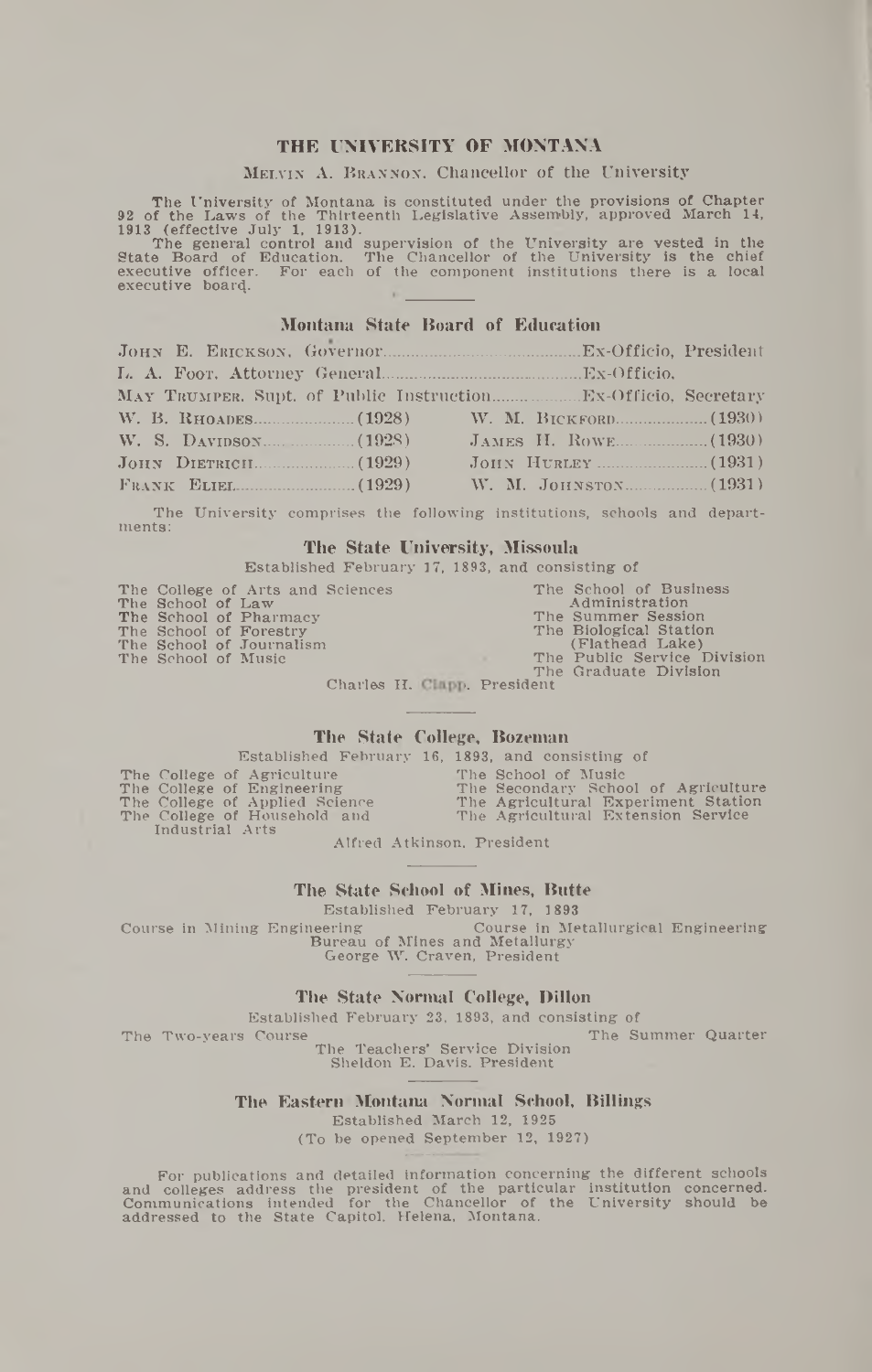## THE UNIVERSITY OF MONTANA

MELVIN A. BRANNON, Chancellor of the University

The University of Montana is constituted under the provisions of Chapter 92 of the Laws of the Thirteenth Legislative Assembly, approved March 14, 1913 (effective July 1, 1913).

The general control and supervision of the University are vested in the State Board of Education. The Chancellor of the University is the chief executive officer. For each of the component institutions there is a local executive board.

### Montana State Board of Education

JOHN E. ERICKSON, Governor.........................................Ex-Officio, President
L. A. FOOT, Attorney General.........................................Ex-Officio.
MAY TRUMPER, Supt. of Public Instruction..................Ex-Officio, Secretary

| | |
|---|---|
| W. B. RHOADES....................(1928) | W. M. BICKFORD....................(1930) |
| W. S. DAVIDSON....................(1928) | JAMES H. ROWE....................(1930) |
| JOHN DIETRICH....................(1929) | JOHN HURLEY....................(1931) |
| FRANK ELIEL....................(1929) | W. M. JOHNSTON....................(1931) |

The University comprises the following institutions, schools and departments:

### The State University, Missoula

Established February 17, 1893, and consisting of

The College of Arts and Sciences
The School of Law
The School of Pharmacy
The School of Forestry
The School of Journalism
The School of Music
The School of Business Administration
The Summer Session
The Biological Station (Flathead Lake)
The Public Service Division
The Graduate Division

Charles H. Clapp, President

### The State College, Bozeman

Established February 16, 1893, and consisting of

The College of Agriculture
The College of Engineering
The College of Applied Science
The College of Household and Industrial Arts
The School of Music
The Secondary School of Agriculture
The Agricultural Experiment Station
The Agricultural Extension Service

Alfred Atkinson, President

### The State School of Mines, Butte

Established February 17, 1893

Course in Mining Engineering
Course in Metallurgical Engineering
Bureau of Mines and Metallurgy

George W. Craven, President

### The State Normal College, Dillon

Established February 23, 1893, and consisting of

The Two-years Course
The Summer Quarter
The Teachers' Service Division

Sheldon E. Davis, President

### The Eastern Montana Normal School, Billings

Established March 12, 1925
(To be opened September 12, 1927)

For publications and detailed information concerning the different schools and colleges address the president of the particular institution concerned. Communications intended for the Chancellor of the University should be addressed to the State Capitol, Helena, Montana.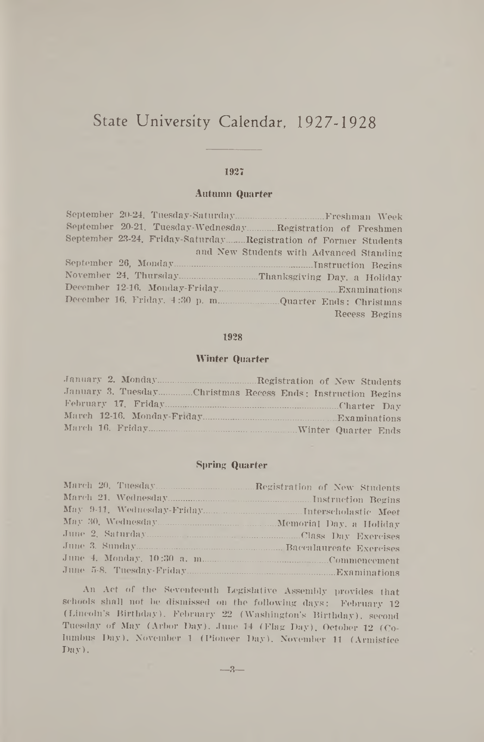# State University Calendar, 1927-1928

## 1927

### Autumn Quarter

| | |
|---|---|
| September 20-24, Tuesday-Saturday | Freshman Week |
| September 20-21, Tuesday-Wednesday | Registration of Freshmen |
| September 23-24, Friday-Saturday | Registration of Former Students and New Students with Advanced Standing |
| September 26, Monday | Instruction Begins |
| November 24, Thursday | Thanksgiving Day, a Holiday |
| December 12-16, Monday-Friday | Examinations |
| December 16, Friday, 4:30 p. m. | Quarter Ends; Christmas Recess Begins |

## 1928

### Winter Quarter

| | |
|---|---|
| January 2, Monday | Registration of New Students |
| January 3, Tuesday | Christmas Recess Ends; Instruction Begins |
| February 17, Friday | Charter Day |
| March 12-16, Monday-Friday | Examinations |
| March 16, Friday | Winter Quarter Ends |

### Spring Quarter

| | |
|---|---|
| March 20, Tuesday | Registration of New Students |
| March 21, Wednesday | Instruction Begins |
| May 9-11, Wednesday-Friday | Interscholastic Meet |
| May 30, Wednesday | Memorial Day, a Holiday |
| June 2, Saturday | Class Day Exercises |
| June 3, Sunday | Baccalaureate Exercises |
| June 4, Monday, 10:30 a. m. | Commencement |
| June 5-8, Tuesday-Friday | Examinations |

An Act of the Seventeenth Legislative Assembly provides that schools shall not be dismissed on the following days: February 12 (Lincoln's Birthday), February 22 (Washington's Birthday), second Tuesday of May (Arbor Day), June 14 (Flag Day), October 12 (Columbus Day), November 1 (Pioneer Day), November 11 (Armistice Day).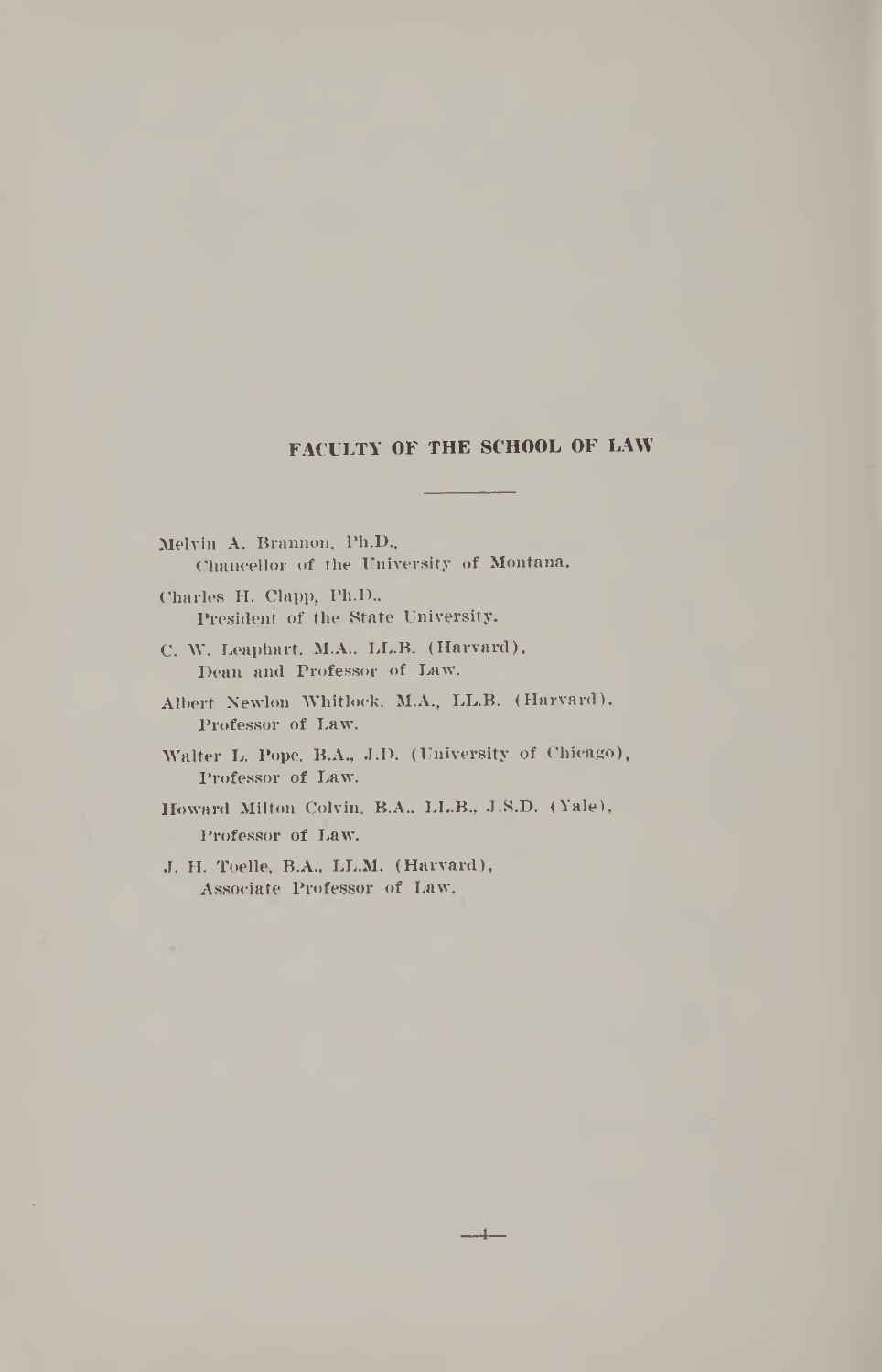## FACULTY OF THE SCHOOL OF LAW

Melvin A. Brannon, Ph.D.,
Chancellor of the University of Montana.

Charles H. Clapp, Ph.D.,
President of the State University.

C. W. Leaphart, M.A., LL.B. (Harvard),
Dean and Professor of Law.

Albert Newlon Whitlock, M.A., LL.B. (Harvard),
Professor of Law.

Walter L. Pope, B.A., J.D. (University of Chicago),
Professor of Law.

Howard Milton Colvin, B.A., LL.B., J.S.D. (Yale),
Professor of Law.

J. H. Toelle, B.A., LL.M. (Harvard),
Associate Professor of Law.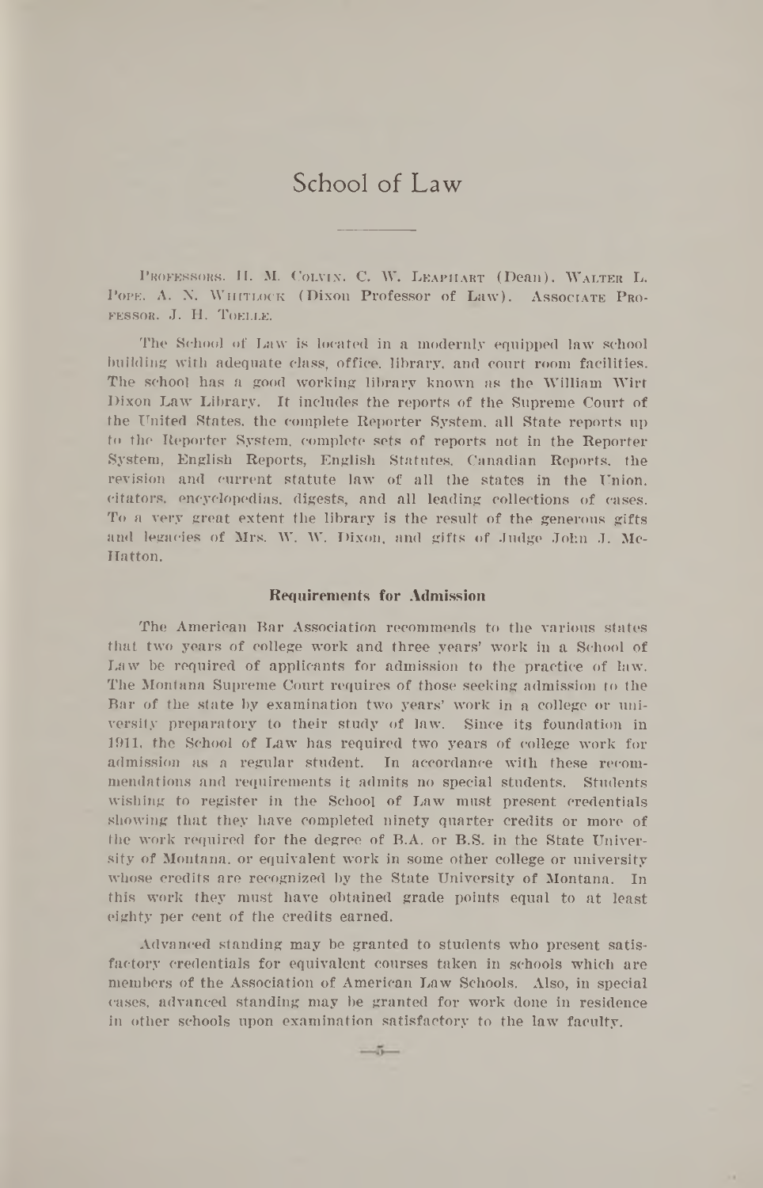# School of Law

PROFESSORS. H. M. COLVIN, C. W. LEAPHART (Dean), WALTER L. POPE, A. N. WHITLOCK (Dixon Professor of Law). ASSOCIATE PROFESSOR, J. H. TOELLE.

The School of Law is located in a modernly equipped law school building with adequate class, office, library, and court room facilities. The school has a good working library known as the William Wirt Dixon Law Library. It includes the reports of the Supreme Court of the United States, the complete Reporter System, all State reports up to the Reporter System, complete sets of reports not in the Reporter System, English Reports, English Statutes, Canadian Reports, the revision and current statute law of all the states in the Union, citators, encyclopedias, digests, and all leading collections of cases. To a very great extent the library is the result of the generous gifts and legacies of Mrs. W. W. Dixon, and gifts of Judge John J. McHatton.

### Requirements for Admission

The American Bar Association recommends to the various states that two years of college work and three years' work in a School of Law be required of applicants for admission to the practice of law. The Montana Supreme Court requires of those seeking admission to the Bar of the state by examination two years' work in a college or university preparatory to their study of law. Since its foundation in 1911, the School of Law has required two years of college work for admission as a regular student. In accordance with these recommendations and requirements it admits no special students. Students wishing to register in the School of Law must present credentials showing that they have completed ninety quarter credits or more of the work required for the degree of B.A. or B.S. in the State University of Montana, or equivalent work in some other college or university whose credits are recognized by the State University of Montana. In this work they must have obtained grade points equal to at least eighty per cent of the credits earned.

Advanced standing may be granted to students who present satisfactory credentials for equivalent courses taken in schools which are members of the Association of American Law Schools. Also, in special cases, advanced standing may be granted for work done in residence in other schools upon examination satisfactory to the law faculty.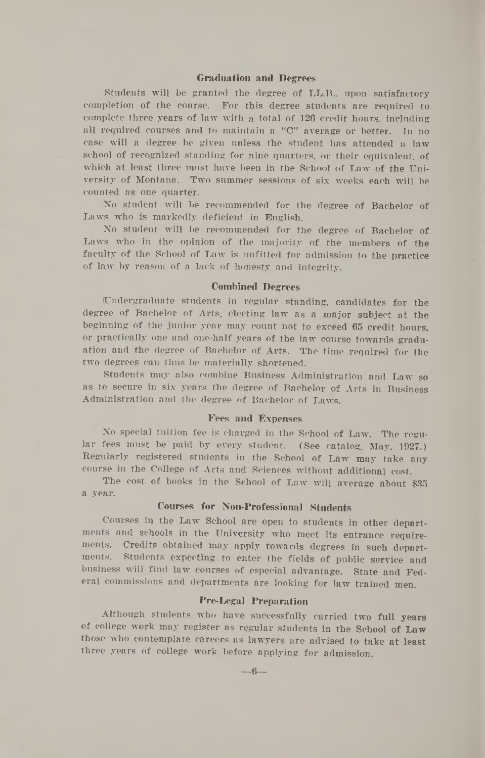### Graduation and Degrees

Students will be granted the degree of LL.B., upon satisfactory completion of the course. For this degree students are required to complete three years of law with a total of 126 credit hours, including all required courses and to maintain a "C" average or better. In no case will a degree be given unless the student has attended a law school of recognized standing for nine quarters, or their equivalent, of which at least three must have been in the School of Law of the University of Montana. Two summer sessions of six weeks each will be counted as one quarter.

No student will be recommended for the degree of Bachelor of Laws who is markedly deficient in English.

No student will be recommended for the degree of Bachelor of Laws who in the opinion of the majority of the members of the faculty of the School of Law is unfitted for admission to the practice of law by reason of a lack of honesty and integrity.

### Combined Degrees

Undergraduate students in regular standing, candidates for the degree of Bachelor of Arts, electing law as a major subject at the beginning of the junior year may count not to exceed 65 credit hours, or practically one and one-half years of the law course towards graduation and the degree of Bachelor of Arts. The time required for the two degrees can thus be materially shortened.

Students may also combine Business Administration and Law so as to secure in six years the degree of Bachelor of Arts in Business Administration and the degree of Bachelor of Laws.

### Fees and Expenses

No special tuition fee is charged in the School of Law. The regular fees must be paid by every student. (See catalog, May, 1927.) Regularly registered students in the School of Law may take any course in the College of Arts and Sciences without additional cost.

The cost of books in the School of Law will average about $35 a year.

### Courses for Non-Professional Students

Courses in the Law School are open to students in other departments and schools in the University who meet its entrance requirements. Credits obtained may apply towards degrees in such departments. Students expecting to enter the fields of public service and business will find law courses of especial advantage. State and Federal commissions and departments are looking for law trained men.

### Pre-Legal Preparation

Although students who have successfully carried two full years of college work may register as regular students in the School of Law those who contemplate careers as lawyers are advised to take at least three years of college work before applying for admission.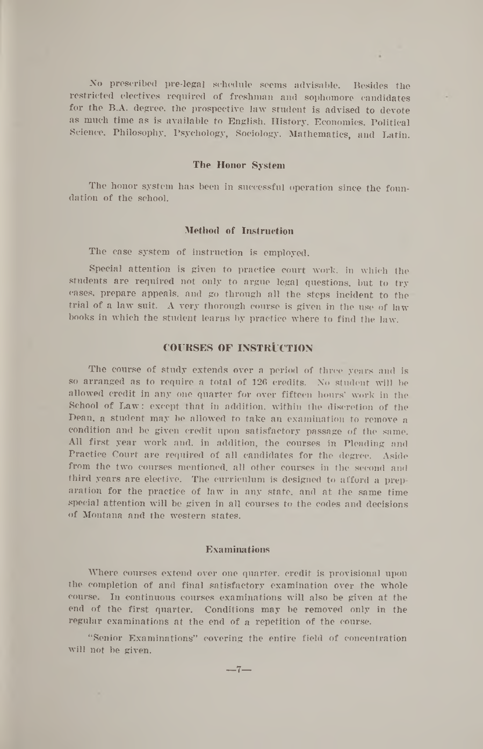No prescribed pre-legal schedule seems advisable. Besides the restricted electives required of freshman and sophomore candidates for the B.A. degree, the prospective law student is advised to devote as much time as is available to English, History, Economics, Political Science, Philosophy, Psychology, Sociology, Mathematics, and Latin.

### The Honor System

The honor system has been in successful operation since the foundation of the school.

### Method of Instruction

The case system of instruction is employed.

Special attention is given to practice court work, in which the students are required not only to argue legal questions, but to try cases, prepare appeals, and go through all the steps incident to the trial of a law suit. A very thorough course is given in the use of law books in which the student learns by practice where to find the law.

## COURSES OF INSTRUCTION

The course of study extends over a period of three years and is so arranged as to require a total of 126 credits. No student will be allowed credit in any one quarter for over fifteen hours' work in the School of Law; except that in addition, within the discretion of the Dean, a student may be allowed to take an examination to remove a condition and be given credit upon satisfactory passage of the same. All first year work and, in addition, the courses in Pleading and Practice Court are required of all candidates for the degree. Aside from the two courses mentioned, all other courses in the second and third years are elective. The curriculum is designed to afford a preparation for the practice of law in any state, and at the same time special attention will be given in all courses to the codes and decisions of Montana and the western states.

### Examinations

Where courses extend over one quarter, credit is provisional upon the completion of and final satisfactory examination over the whole course. In continuous courses examinations will also be given at the end of the first quarter. Conditions may be removed only in the regular examinations at the end of a repetition of the course.

"Senior Examinations" covering the entire field of concentration will not be given.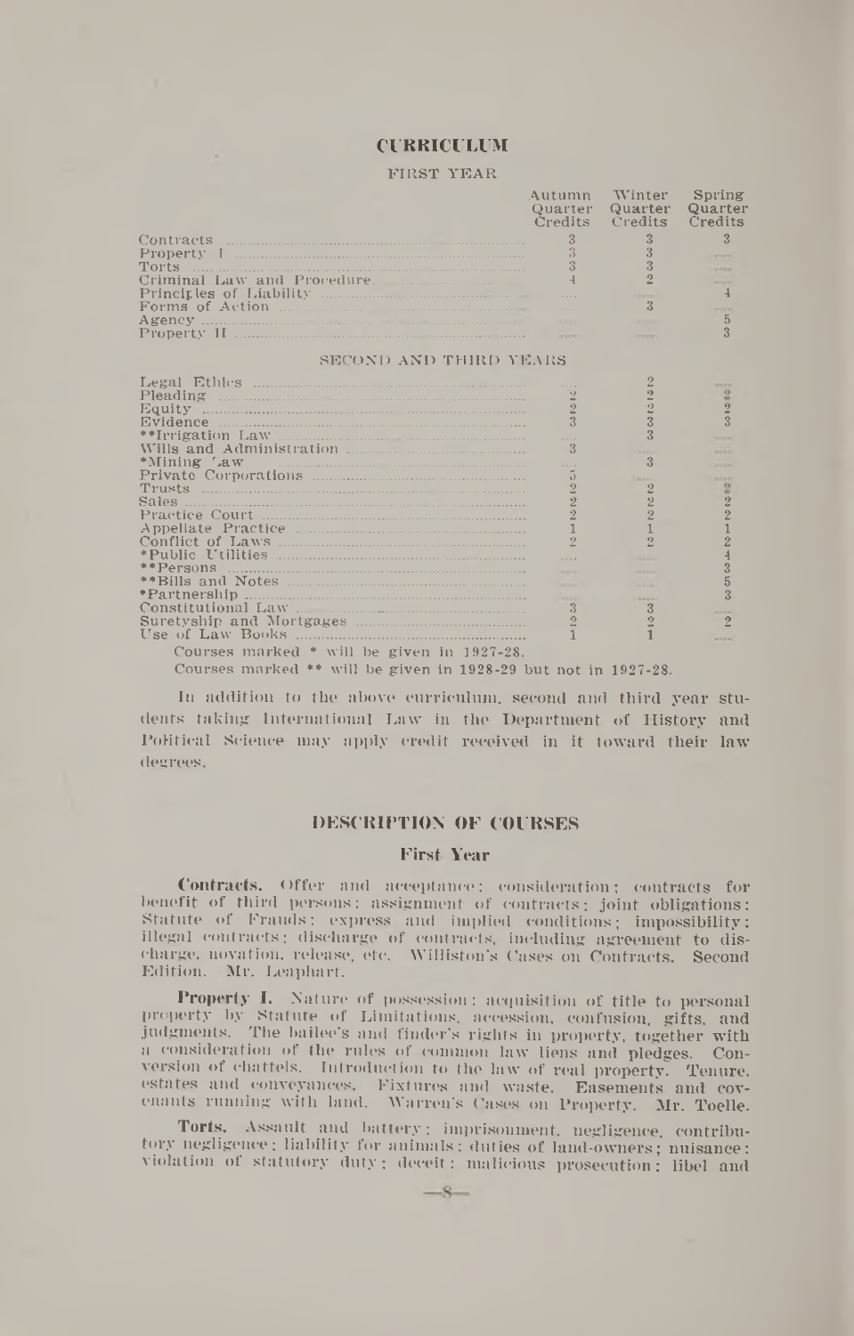# CURRICULUM

## FIRST YEAR

| | Autumn Quarter Credits | Winter Quarter Credits | Spring Quarter Credits |
|---|---|---|---|
| Contracts | 3 | 3 | 3 |
| Property I | 3 | 3 | .... |
| Torts | 3 | 3 | .... |
| Criminal Law and Procedure | 4 | 2 | .... |
| Principles of Liability | .... | .... | 4 |
| Forms of Action | .... | 3 | .... |
| Agency | .... | .... | 5 |
| Property II | .... | .... | 3 |

## SECOND AND THIRD YEARS

| | Autumn Quarter Credits | Winter Quarter Credits | Spring Quarter Credits |
|---|---|---|---|
| Legal Ethics | .... | 2 | .... |
| Pleading | 2 | 2 | 2 |
| Equity | 2 | 2 | 2 |
| Evidence | 3 | 3 | 3 |
| **Irrigation Law | .... | 3 | .... |
| Wills and Administration | 3 | .... | .... |
| *Mining Law | .... | 3 | .... |
| Private Corporations | 5 | .... | .... |
| Trusts | 2 | 2 | 2 |
| Sales | 2 | 2 | 2 |
| Practice Court | 2 | 2 | 2 |
| Appellate Practice | 1 | 1 | 1 |
| Conflict of Laws | 2 | 2 | 2 |
| *Public Utilities | .... | .... | 4 |
| **Persons | .... | .... | 3 |
| **Bills and Notes | .... | .... | 5 |
| *Partnership | .... | .... | 3 |
| Constitutional Law | 3 | 3 | .... |
| Suretyship and Mortgages | 2 | 2 | 2 |
| Use of Law Books | 1 | 1 | .... |

Courses marked * will be given in 1927-28.

Courses marked ** will be given in 1928-29 but not in 1927-28.

In addition to the above curriculum, second and third year students taking International Law in the Department of History and Political Science may apply credit received in it toward their law degrees.

# DESCRIPTION OF COURSES

## First Year

**Contracts.** Offer and acceptance; consideration; contracts for benefit of third persons; assignment of contracts; joint obligations; Statute of Frauds; express and implied conditions; impossibility; illegal contracts; discharge of contracts, including agreement to discharge, novation, release, etc. Williston's Cases on Contracts. Second Edition. Mr. Leaphart.

**Property I.** Nature of possession; acquisition of title to personal property by Statute of Limitations, accession, confusion, gifts, and judgments. The bailee's and finder's rights in property, together with a consideration of the rules of common law liens and pledges. Conversion of chattels. Introduction to the law of real property. Tenure, estates and conveyances. Fixtures and waste. Easements and covenants running with land. Warren's Cases on Property. Mr. Toelle.

**Torts.** Assault and battery; imprisonment, negligence, contributory negligence; liability for animals; duties of land-owners; nuisance; violation of statutory duty; deceit; malicious prosecution; libel and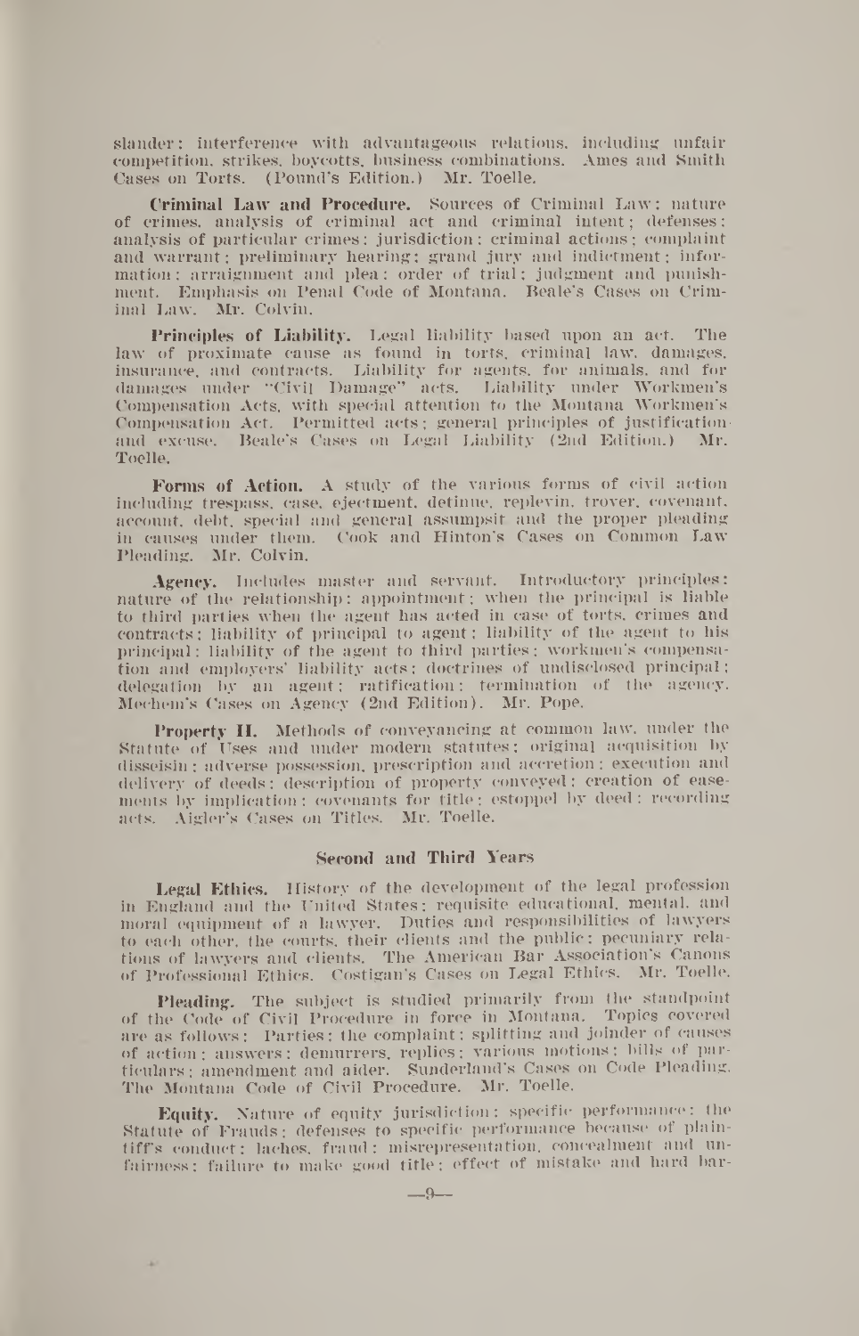slander; interference with advantageous relations, including unfair competition, strikes, boycotts, business combinations. Ames and Smith Cases on Torts. (Pound's Edition.) Mr. Toelle.

**Criminal Law and Procedure.** Sources of Criminal Law; nature of crimes, analysis of criminal act and criminal intent; defenses; analysis of particular crimes; jurisdiction; criminal actions; complaint and warrant; preliminary hearing; grand jury and indictment; information; arraignment and plea; order of trial; judgment and punishment. Emphasis on Penal Code of Montana. Beale's Cases on Criminal Law. Mr. Colvin.

**Principles of Liability.** Legal liability based upon an act. The law of proximate cause as found in torts, criminal law, damages, insurance, and contracts. Liability for agents, for animals, and for damages under "Civil Damage" acts. Liability under Workmen's Compensation Acts, with special attention to the Montana Workmen's Compensation Act. Permitted acts; general principles of justification and excuse. Beale's Cases on Legal Liability (2nd Edition.) Mr. Toelle.

**Forms of Action.** A study of the various forms of civil action including trespass, case, ejectment, detinue, replevin, trover, covenant, account, debt, special and general assumpsit and the proper pleading in causes under them. Cook and Hinton's Cases on Common Law Pleading. Mr. Colvin.

**Agency.** Includes master and servant. Introductory principles: nature of the relationship; appointment; when the principal is liable to third parties when the agent has acted in case of torts, crimes and contracts; liability of principal to agent; liability of the agent to his principal; liability of the agent to third parties; workmen's compensation and employers' liability acts; doctrines of undisclosed principal; delegation by an agent; ratification; termination of the agency. Mechem's Cases on Agency (2nd Edition). Mr. Pope.

**Property II.** Methods of conveyancing at common law, under the Statute of Uses and under modern statutes; original acquisition by disseisin; adverse possession, prescription and accretion; execution and delivery of deeds; description of property conveyed; creation of easements by implication; covenants for title; estoppel by deed; recording acts. Aigler's Cases on Titles. Mr. Toelle.

## Second and Third Years

**Legal Ethics.** History of the development of the legal profession in England and the United States; requisite educational, mental, and moral equipment of a lawyer. Duties and responsibilities of lawyers to each other, the courts, their clients and the public; pecuniary relations of lawyers and clients. The American Bar Association's Canons of Professional Ethics. Costigan's Cases on Legal Ethics. Mr. Toelle.

**Pleading.** The subject is studied primarily from the standpoint of the Code of Civil Procedure in force in Montana. Topics covered are as follows: Parties; the complaint; splitting and joinder of causes of action; answers; demurrers, replies; various motions; bills of particulars; amendment and aider. Sunderland's Cases on Code Pleading. The Montana Code of Civil Procedure. Mr. Toelle.

**Equity.** Nature of equity jurisdiction; specific performance; the Statute of Frauds; defenses to specific performance because of plaintiff's conduct; laches, fraud; misrepresentation, concealment and unfairness; failure to make good title; effect of mistake and hard bar-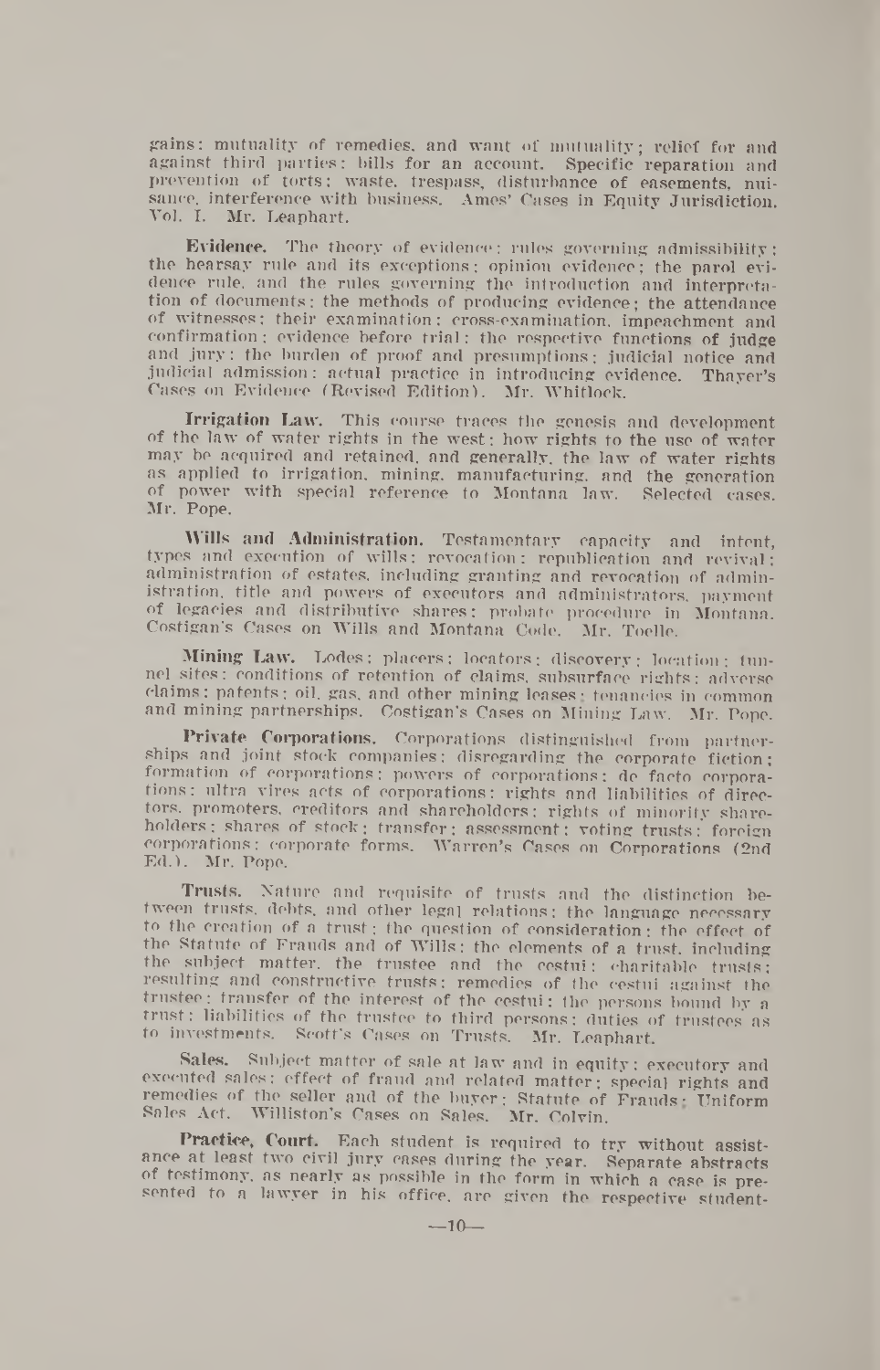gains: mutuality of remedies, and want of mutuality; relief for and against third parties; bills for an account. Specific reparation and prevention of torts: waste, trespass, disturbance of easements, nuisance, interference with business. Ames' Cases in Equity Jurisdiction, Vol. I. Mr. Leaphart.

**Evidence.** The theory of evidence; rules governing admissibility; the hearsay rule and its exceptions; opinion evidence; the parol evidence rule, and the rules governing the introduction and interpretation of documents; the methods of producing evidence; the attendance of witnesses; their examination; cross-examination, impeachment and confirmation; evidence before trial; the respective functions of judge and jury; the burden of proof and presumptions; judicial notice and judicial admission; actual practice in introducing evidence. Thayer's Cases on Evidence (Revised Edition). Mr. Whitlock.

**Irrigation Law.** This course traces the genesis and development of the law of water rights in the west; how rights to the use of water may be acquired and retained, and generally, the law of water rights as applied to irrigation, mining, manufacturing, and the generation of power with special reference to Montana law. Selected cases. Mr. Pope.

**Wills and Administration.** Testamentary capacity and intent, types and execution of wills; revocation; republication and revival; administration of estates, including granting and revocation of administration, title and powers of executors and administrators, payment of legacies and distributive shares; probate procedure in Montana. Costigan's Cases on Wills and Montana Code. Mr. Toelle.

**Mining Law.** Lodes; placers; locators; discovery; location; tunnel sites; conditions of retention of claims, subsurface rights; adverse claims; patents; oil, gas, and other mining leases; tenancies in common and mining partnerships. Costigan's Cases on Mining Law. Mr. Pope.

**Private Corporations.** Corporations distinguished from partnerships and joint stock companies; disregarding the corporate fiction; formation of corporations; powers of corporations; de facto corporations; ultra vires acts of corporations; rights and liabilities of directors, promoters, creditors and shareholders; rights of minority shareholders; shares of stock; transfer; assessment; voting trusts; foreign corporations; corporate forms. Warren's Cases on Corporations (2nd Ed.). Mr. Pope.

**Trusts.** Nature and requisite of trusts and the distinction between trusts, debts, and other legal relations; the language necessary to the creation of a trust; the question of consideration; the effect of the Statute of Frauds and of Wills; the elements of a trust, including the subject matter, the trustee and the cestui; charitable trusts; resulting and constructive trusts; remedies of the cestui against the trustee; transfer of the interest of the cestui; the persons bound by a trust; liabilities of the trustee to third persons; duties of trustees as to investments. Scott's Cases on Trusts. Mr. Leaphart.

**Sales.** Subject matter of sale at law and in equity; executory and executed sales; effect of fraud and related matter; special rights and remedies of the seller and of the buyer; Statute of Frauds; Uniform Sales Act. Williston's Cases on Sales. Mr. Colvin.

**Practice, Court.** Each student is required to try without assistance at least two civil jury cases during the year. Separate abstracts of testimony, as nearly as possible in the form in which a case is presented to a lawyer in his office, are given the respective student-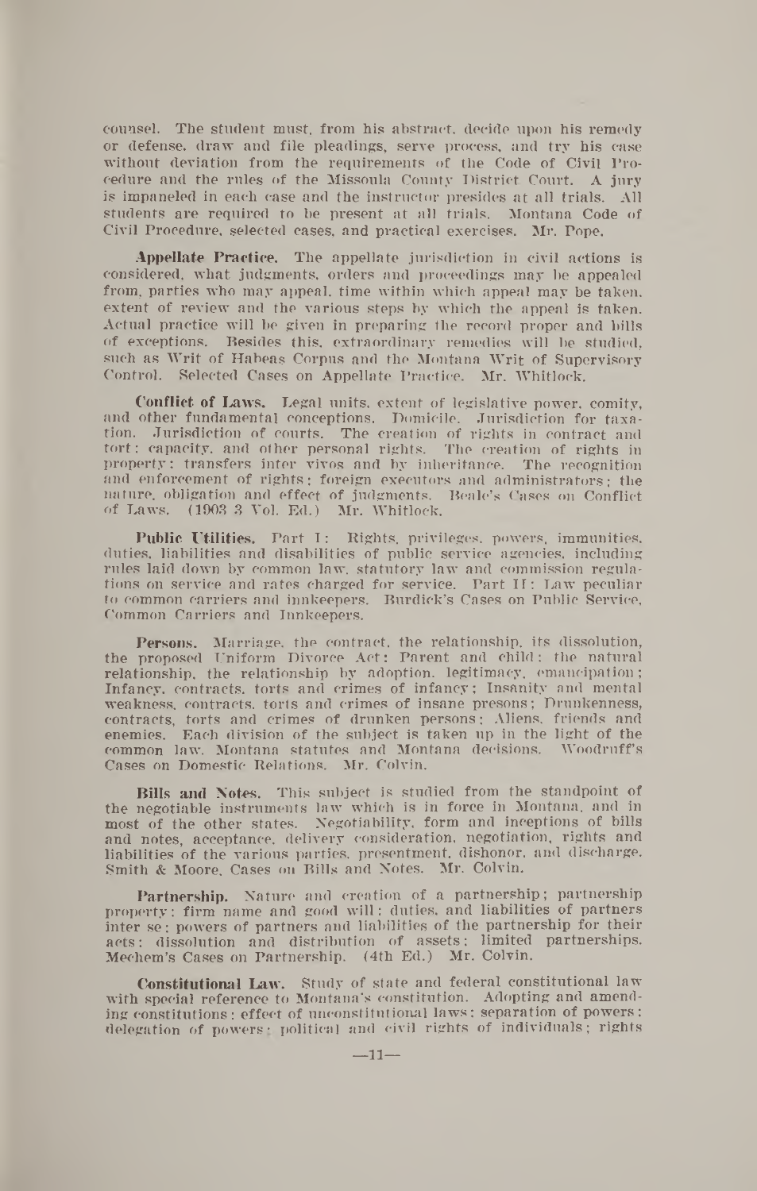counsel. The student must, from his abstract, decide upon his remedy or defense, draw and file pleadings, serve process, and try his case without deviation from the requirements of the Code of Civil Procedure and the rules of the Missoula County District Court. A jury is impaneled in each case and the instructor presides at all trials. All students are required to be present at all trials. Montana Code of Civil Procedure, selected cases, and practical exercises. Mr. Pope.

**Appellate Practice.** The appellate jurisdiction in civil actions is considered, what judgments, orders and proceedings may be appealed from, parties who may appeal, time within which appeal may be taken, extent of review and the various steps by which the appeal is taken. Actual practice will be given in preparing the record proper and bills of exceptions. Besides this, extraordinary remedies will be studied, such as Writ of Habeas Corpus and the Montana Writ of Supervisory Control. Selected Cases on Appellate Practice. Mr. Whitlock.

**Conflict of Laws.** Legal units, extent of legislative power, comity, and other fundamental conceptions. Domicile. Jurisdiction for taxation. Jurisdiction of courts. The creation of rights in contract and tort; capacity, and other personal rights. The creation of rights in property; transfers inter vivos and by inheritance. The recognition and enforcement of rights; foreign executors and administrators; the nature, obligation and effect of judgments. Beale's Cases on Conflict of Laws. (1903 3 Vol. Ed.) Mr. Whitlock.

**Public Utilities.** Part I: Rights, privileges, powers, immunities, duties, liabilities and disabilities of public service agencies, including rules laid down by common law, statutory law and commission regulations on service and rates charged for service. Part II: Law peculiar to common carriers and innkeepers. Burdick's Cases on Public Service, Common Carriers and Innkeepers.

**Persons.** Marriage, the contract, the relationship, its dissolution, the proposed Uniform Divorce Act; Parent and child; the natural relationship, the relationship by adoption, legitimacy, emancipation; Infancy, contracts, torts and crimes of infancy; Insanity and mental weakness, contracts, torts and crimes of insane presons; Drunkenness, contracts, torts and crimes of drunken persons; Aliens, friends and enemies. Each division of the subject is taken up in the light of the common law, Montana statutes and Montana decisions. Woodruff's Cases on Domestic Relations. Mr. Colvin.

**Bills and Notes.** This subject is studied from the standpoint of the negotiable instruments law which is in force in Montana, and in most of the other states. Negotiability, form and inceptions of bills and notes, acceptance, delivery consideration, negotiation, rights and liabilities of the various parties, presentment, dishonor, and discharge. Smith & Moore, Cases on Bills and Notes. Mr. Colvin.

**Partnership.** Nature and creation of a partnership; partnership property; firm name and good will; duties, and liabilities of partners inter se; powers of partners and liabilities of the partnership for their acts; dissolution and distribution of assets; limited partnerships. Mechem's Cases on Partnership. (4th Ed.) Mr. Colvin.

**Constitutional Law.** Study of state and federal constitutional law with special reference to Montana's constitution. Adopting and amending constitutions; effect of unconstitutional laws; separation of powers; delegation of powers; political and civil rights of individuals; rights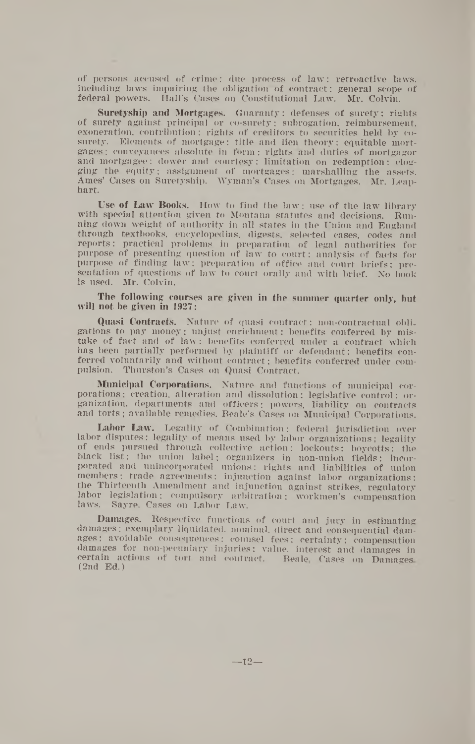of persons accused of crime; due process of law; retroactive laws, including laws impairing the obligation of contract; general scope of federal powers. Hall's Cases on Constitutional Law. Mr. Colvin.

**Suretyship and Mortgages.** Guaranty; defenses of surety; rights of surety against principal or co-surety; subrogation, reimbursement, exoneration, contribution; rights of creditors to securities held by co-surety. Elements of mortgage; title and lien theory; equitable mortgages; conveyances absolute in form; rights and duties of mortgagor and mortgagee; dower and courtesy; limitation on redemption; clogging the equity; assignment of mortgages; marshalling the assets. Ames' Cases on Suretyship. Wyman's Cases on Mortgages. Mr. Leaphart.

**Use of Law Books.** How to find the law; use of the law library with special attention given to Montana statutes and decisions. Running down weight of authority in all states in the Union and England through textbooks, encyclopedias, digests, selected cases, codes and reports; practical problems in preparation of legal authorities for purpose of presenting question of law to court; analysis of facts for purpose of finding law; preparation of office and court briefs; presentation of questions of law to court orally and with brief. No book is used. Mr. Colvin.

**The following courses are given in the summer quarter only, but will not be given in 1927:**

**Quasi Contracts.** Nature of quasi contract; non-contractual obligations to pay money; unjust enrichment; benefits conferred by mistake of fact and of law; benefits conferred under a contract which has been partially performed by plaintiff or defendant; benefits conferred voluntarily and without contract; benefits conferred under compulsion. Thurston's Cases on Quasi Contract.

**Municipal Corporations.** Nature and functions of municipal corporations; creation, alteration and dissolution; legislative control; organization, departments and officers; powers, liability on contracts and torts; available remedies. Beale's Cases on Municipal Corporations.

**Labor Law.** Legality of Combination; federal jurisdiction over labor disputes; legality of means used by labor organizations; legality of ends pursued through collective action; lockouts; boycotts; the black list; the union label; organizers in non-union fields; incorporated and unincorporated unions; rights and liabilities of union members; trade agreements; injunction against labor organizations; the Thirteenth Amendment and injunction against strikes, regulatory labor legislation; compulsory arbitration; workmen's compensation laws. Sayre, Cases on Labor Law.

**Damages.** Respective functions of court and jury in estimating damages; exemplary liquidated, nominal, direct and consequential damages; avoidable consequences; counsel fees; certainty; compensation damages for non-pecuniary injuries; value, interest and damages in certain actions of tort and contract. Beale, Cases on Damages. (2nd Ed.)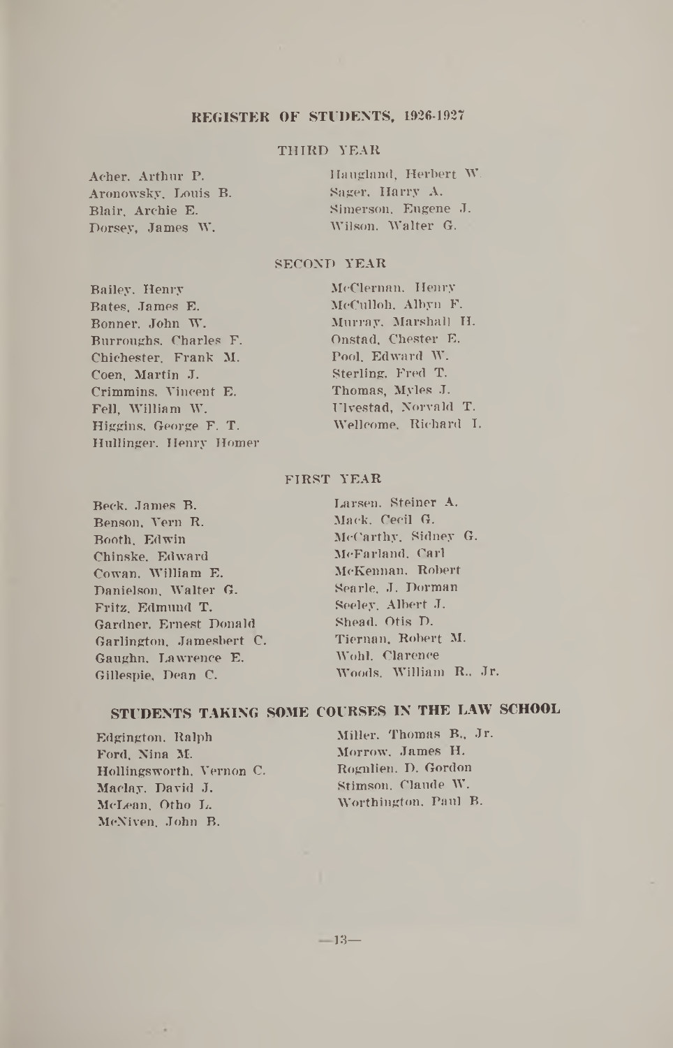## REGISTER OF STUDENTS, 1926-1927

### THIRD YEAR

Acher, Arthur P.
Aronowsky, Louis B.
Blair, Archie E.
Dorsey, James W.
Haugland, Herbert W.
Sager, Harry A.
Simerson, Eugene J.
Wilson, Walter G.

### SECOND YEAR

Bailey, Henry
Bates, James E.
Bonner, John W.
Burroughs, Charles F.
Chichester, Frank M.
Coen, Martin J.
Crimmins, Vincent E.
Fell, William W.
Higgins, George F. T.
Hullinger, Henry Homer
McClernan, Henry
McCulloh, Albyn F.
Murray, Marshall H.
Onstad, Chester E.
Pool, Edward W.
Sterling, Fred T.
Thomas, Myles J.
Ulvestad, Norvald T.
Wellcome, Richard I.

### FIRST YEAR

Beck, James B.
Benson, Vern R.
Booth, Edwin
Chinske, Edward
Cowan, William E.
Danielson, Walter G.
Fritz, Edmund T.
Gardner, Ernest Donald
Garlington, Jamesbert C.
Gaughn, Lawrence E.
Gillespie, Dean C.
Larsen, Steiner A.
Mack, Cecil G.
McCarthy, Sidney G.
McFarland, Carl
McKennan, Robert
Searle, J. Dorman
Seeley, Albert J.
Shead, Otis D.
Tiernan, Robert M.
Wohl, Clarence
Woods, William R., Jr.

## STUDENTS TAKING SOME COURSES IN THE LAW SCHOOL

Edgington, Ralph
Ford, Nina M.
Hollingsworth, Vernon C.
Maclay, David J.
McLean, Otho L.
McNiven, John B.
Miller, Thomas B., Jr.
Morrow, James H.
Rognlien, D. Gordon
Stimson, Claude W.
Worthington, Paul B.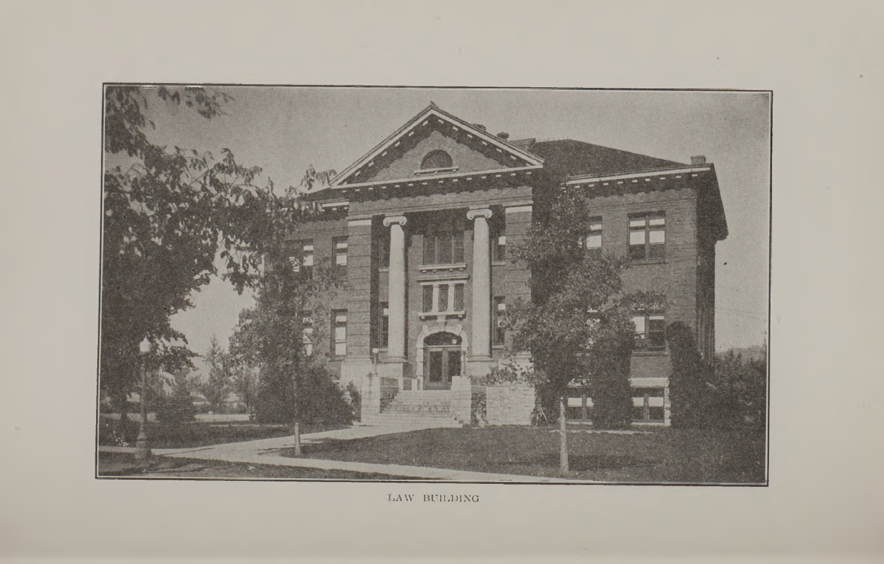LAW BUILDING